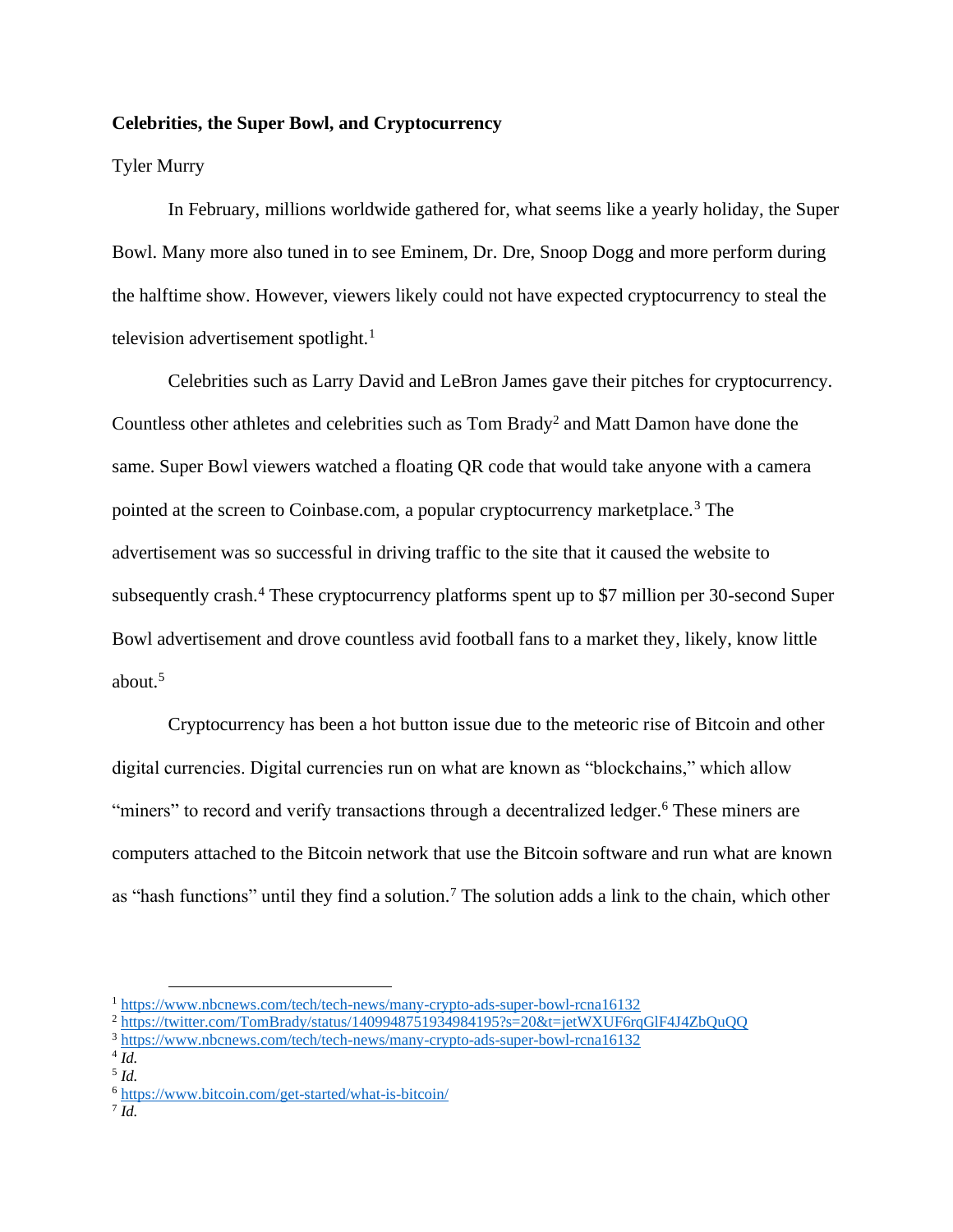**Celebrities, the Super Bowl, and Cryptocurrency**

Tyler Murry

In February, millions worldwide gathered for, what seems like a yearly holiday, the Super Bowl. Many more also tuned in to see Eminem, Dr. Dre, Snoop Dogg and more perform during the halftime show. However, viewers likely could not have expected cryptocurrency to steal the television advertisement spotlight.[1]

Celebrities such as Larry David and LeBron James gave their pitches for cryptocurrency. Countless other athletes and celebrities such as Tom Brady[2] and Matt Damon have done the same. Super Bowl viewers watched a floating QR code that would take anyone with a camera pointed at the screen to Coinbase.com, a popular cryptocurrency marketplace.[3] The advertisement was so successful in driving traffic to the site that it caused the website to subsequently crash.[4] These cryptocurrency platforms spent up to $7 million per 30-second Super Bowl advertisement and drove countless avid football fans to a market they, likely, know little about.[5]

Cryptocurrency has been a hot button issue due to the meteoric rise of Bitcoin and other digital currencies. Digital currencies run on what are known as "blockchains," which allow "miners" to record and verify transactions through a decentralized ledger.[6] These miners are computers attached to the Bitcoin network that use the Bitcoin software and run what are known as "hash functions" until they find a solution.[7] The solution adds a link to the chain, which other

---

[1] https://www.nbcnews.com/tech/tech-news/many-crypto-ads-super-bowl-rcna16132

[2] https://twitter.com/TomBrady/status/1409948751934984195?s=20&t=jetWXUF6rqGlF4J4ZbQuQQ

[3] https://www.nbcnews.com/tech/tech-news/many-crypto-ads-super-bowl-rcna16132

[4] *Id.*

[5] *Id.*

[6] https://www.bitcoin.com/get-started/what-is-bitcoin/

[7] *Id.*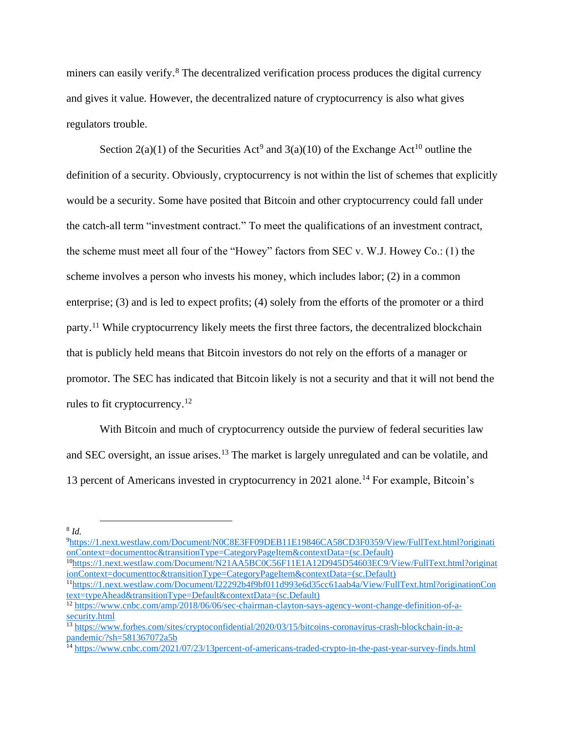miners can easily verify.[8] The decentralized verification process produces the digital currency and gives it value. However, the decentralized nature of cryptocurrency is also what gives regulators trouble.

Section 2(a)(1) of the Securities Act[9] and 3(a)(10) of the Exchange Act[10] outline the definition of a security. Obviously, cryptocurrency is not within the list of schemes that explicitly would be a security. Some have posited that Bitcoin and other cryptocurrency could fall under the catch-all term "investment contract." To meet the qualifications of an investment contract, the scheme must meet all four of the "Howey" factors from SEC v. W.J. Howey Co.: (1) the scheme involves a person who invests his money, which includes labor; (2) in a common enterprise; (3) and is led to expect profits; (4) solely from the efforts of the promoter or a third party.[11] While cryptocurrency likely meets the first three factors, the decentralized blockchain that is publicly held means that Bitcoin investors do not rely on the efforts of a manager or promotor. The SEC has indicated that Bitcoin likely is not a security and that it will not bend the rules to fit cryptocurrency.[12]

With Bitcoin and much of cryptocurrency outside the purview of federal securities law and SEC oversight, an issue arises.[13] The market is largely unregulated and can be volatile, and 13 percent of Americans invested in cryptocurrency in 2021 alone.[14] For example, Bitcoin's

---

[8] *Id.*

[9] https://1.next.westlaw.com/Document/N0C8E3FF09DEB11E19846CA58CD3F0359/View/FullText.html?originationContext=documenttoc&transitionType=CategoryPageItem&contextData=(sc.Default)

[10] https://1.next.westlaw.com/Document/N21AA5BC0C56F11E1A12D945D54603EC9/View/FullText.html?originationContext=documenttoc&transitionType=CategoryPageItem&contextData=(sc.Default)

[11] https://1.next.westlaw.com/Document/I22292b4f9bf011d993e6d35cc61aab4a/View/FullText.html?originationContext=typeAhead&transitionType=Default&contextData=(sc.Default)

[12] https://www.cnbc.com/amp/2018/06/06/sec-chairman-clayton-says-agency-wont-change-definition-of-a-security.html

[13] https://www.forbes.com/sites/cryptoconfidential/2020/03/15/bitcoins-coronavirus-crash-blockchain-in-a-pandemic/?sh=581367072a5b

[14] https://www.cnbc.com/2021/07/23/13percent-of-americans-traded-crypto-in-the-past-year-survey-finds.html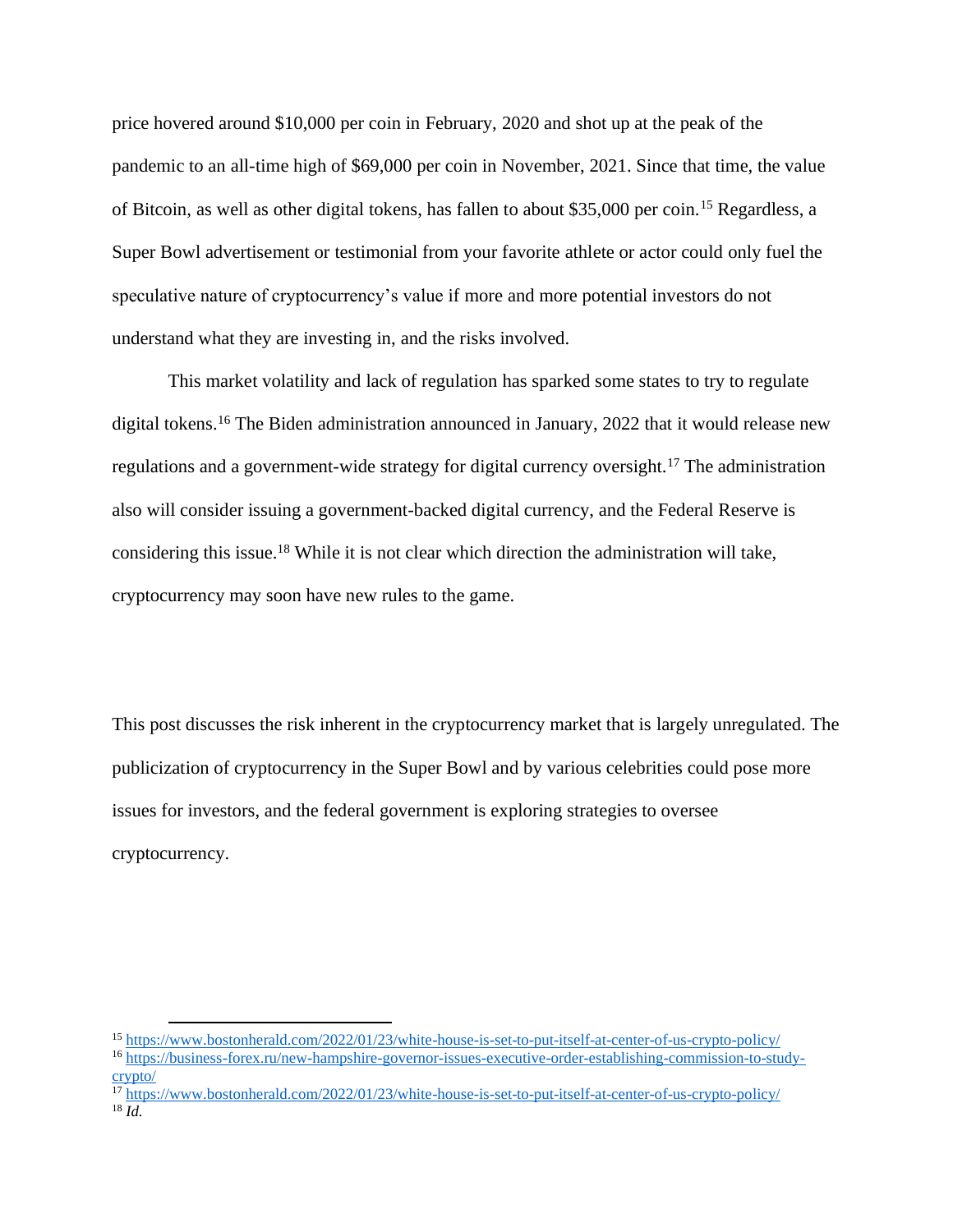price hovered around $10,000 per coin in February, 2020 and shot up at the peak of the pandemic to an all-time high of $69,000 per coin in November, 2021. Since that time, the value of Bitcoin, as well as other digital tokens, has fallen to about $35,000 per coin.[15] Regardless, a Super Bowl advertisement or testimonial from your favorite athlete or actor could only fuel the speculative nature of cryptocurrency's value if more and more potential investors do not understand what they are investing in, and the risks involved.

This market volatility and lack of regulation has sparked some states to try to regulate digital tokens.[16] The Biden administration announced in January, 2022 that it would release new regulations and a government-wide strategy for digital currency oversight.[17] The administration also will consider issuing a government-backed digital currency, and the Federal Reserve is considering this issue.[18] While it is not clear which direction the administration will take, cryptocurrency may soon have new rules to the game.

This post discusses the risk inherent in the cryptocurrency market that is largely unregulated. The publicization of cryptocurrency in the Super Bowl and by various celebrities could pose more issues for investors, and the federal government is exploring strategies to oversee cryptocurrency.

---

[15] https://www.bostonherald.com/2022/01/23/white-house-is-set-to-put-itself-at-center-of-us-crypto-policy/

[16] https://business-forex.ru/new-hampshire-governor-issues-executive-order-establishing-commission-to-study-crypto/

[17] https://www.bostonherald.com/2022/01/23/white-house-is-set-to-put-itself-at-center-of-us-crypto-policy/

[18] *Id.*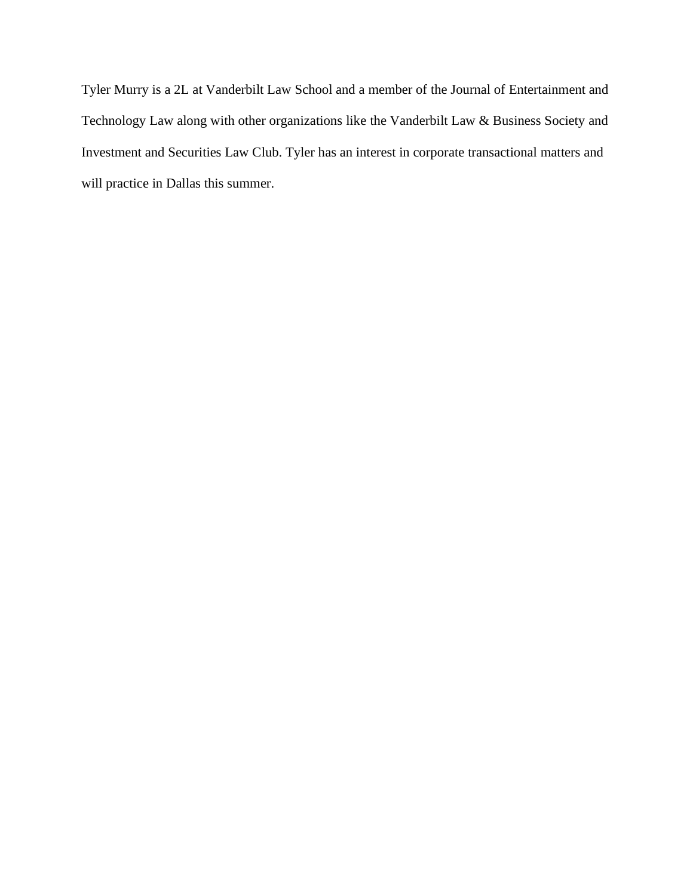Tyler Murry is a 2L at Vanderbilt Law School and a member of the Journal of Entertainment and Technology Law along with other organizations like the Vanderbilt Law & Business Society and Investment and Securities Law Club. Tyler has an interest in corporate transactional matters and will practice in Dallas this summer.